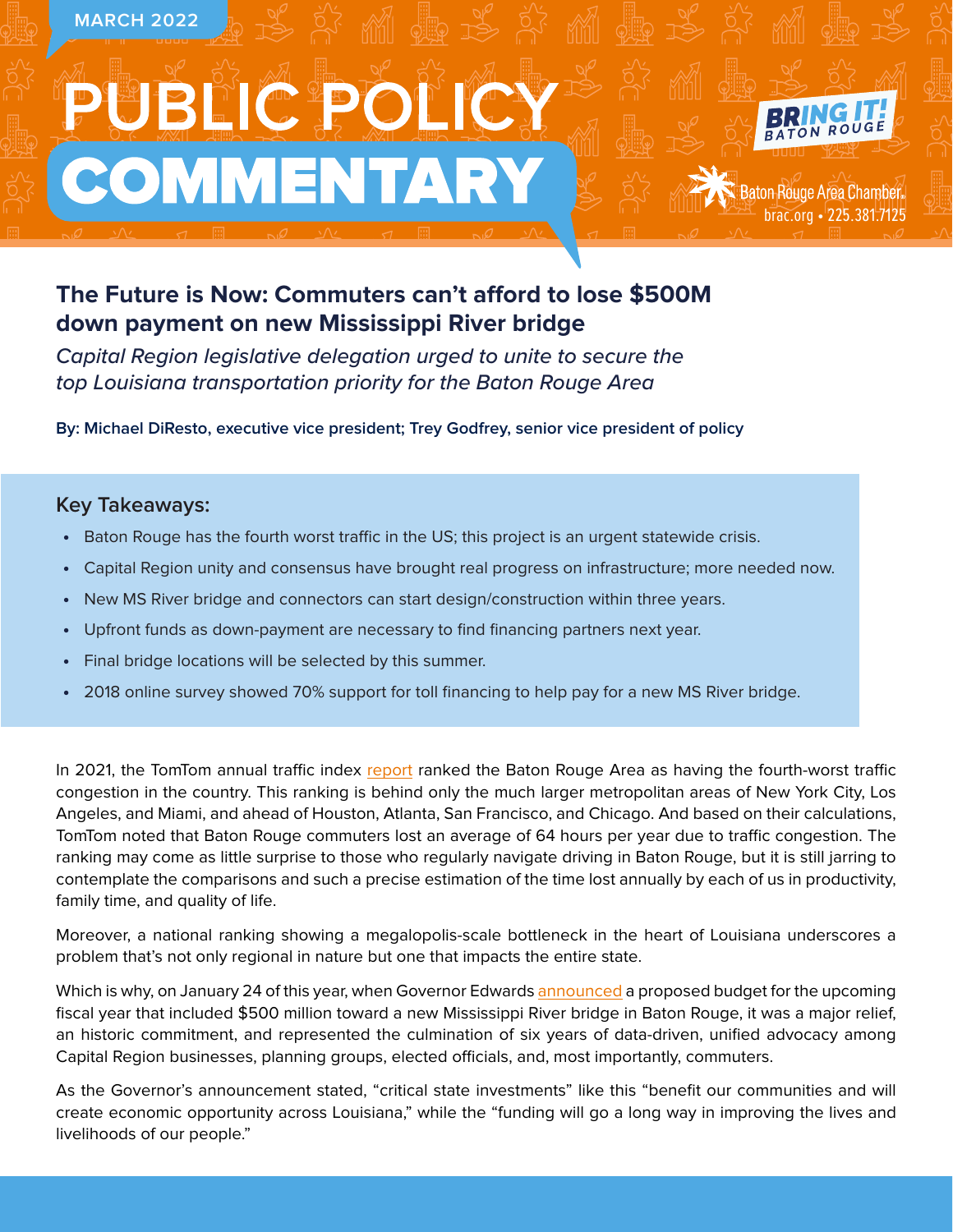MARCH 2022

# PUBLIC POLICY COMMENTARY

BRING IT! BATON ROUGE

Baton Rouge Area Chamber
brac.org • 225.381.7125

## The Future is Now: Commuters can't afford to lose $500M down payment on new Mississippi River bridge

*Capital Region legislative delegation urged to unite to secure the top Louisiana transportation priority for the Baton Rouge Area*

**By: Michael DiResto, executive vice president; Trey Godfrey, senior vice president of policy**

### Key Takeaways:

- Baton Rouge has the fourth worst traffic in the US; this project is an urgent statewide crisis.
- Capital Region unity and consensus have brought real progress on infrastructure; more needed now.
- New MS River bridge and connectors can start design/construction within three years.
- Upfront funds as down-payment are necessary to find financing partners next year.
- Final bridge locations will be selected by this summer.
- 2018 online survey showed 70% support for toll financing to help pay for a new MS River bridge.

In 2021, the TomTom annual traffic index report ranked the Baton Rouge Area as having the fourth-worst traffic congestion in the country. This ranking is behind only the much larger metropolitan areas of New York City, Los Angeles, and Miami, and ahead of Houston, Atlanta, San Francisco, and Chicago. And based on their calculations, TomTom noted that Baton Rouge commuters lost an average of 64 hours per year due to traffic congestion. The ranking may come as little surprise to those who regularly navigate driving in Baton Rouge, but it is still jarring to contemplate the comparisons and such a precise estimation of the time lost annually by each of us in productivity, family time, and quality of life.

Moreover, a national ranking showing a megalopolis-scale bottleneck in the heart of Louisiana underscores a problem that's not only regional in nature but one that impacts the entire state.

Which is why, on January 24 of this year, when Governor Edwards announced a proposed budget for the upcoming fiscal year that included $500 million toward a new Mississippi River bridge in Baton Rouge, it was a major relief, an historic commitment, and represented the culmination of six years of data-driven, unified advocacy among Capital Region businesses, planning groups, elected officials, and, most importantly, commuters.

As the Governor's announcement stated, "critical state investments" like this "benefit our communities and will create economic opportunity across Louisiana," while the "funding will go a long way in improving the lives and livelihoods of our people."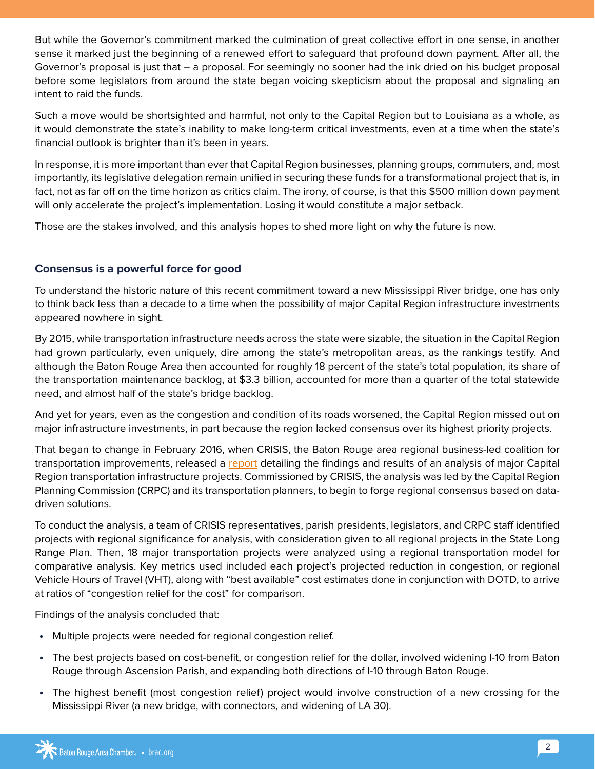But while the Governor's commitment marked the culmination of great collective effort in one sense, in another sense it marked just the beginning of a renewed effort to safeguard that profound down payment. After all, the Governor's proposal is just that – a proposal. For seemingly no sooner had the ink dried on his budget proposal before some legislators from around the state began voicing skepticism about the proposal and signaling an intent to raid the funds.

Such a move would be shortsighted and harmful, not only to the Capital Region but to Louisiana as a whole, as it would demonstrate the state's inability to make long-term critical investments, even at a time when the state's financial outlook is brighter than it's been in years.

In response, it is more important than ever that Capital Region businesses, planning groups, commuters, and, most importantly, its legislative delegation remain unified in securing these funds for a transformational project that is, in fact, not as far off on the time horizon as critics claim. The irony, of course, is that this $500 million down payment will only accelerate the project's implementation. Losing it would constitute a major setback.

Those are the stakes involved, and this analysis hopes to shed more light on why the future is now.

### Consensus is a powerful force for good

To understand the historic nature of this recent commitment toward a new Mississippi River bridge, one has only to think back less than a decade to a time when the possibility of major Capital Region infrastructure investments appeared nowhere in sight.

By 2015, while transportation infrastructure needs across the state were sizable, the situation in the Capital Region had grown particularly, even uniquely, dire among the state's metropolitan areas, as the rankings testify. And although the Baton Rouge Area then accounted for roughly 18 percent of the state's total population, its share of the transportation maintenance backlog, at $3.3 billion, accounted for more than a quarter of the total statewide need, and almost half of the state's bridge backlog.

And yet for years, even as the congestion and condition of its roads worsened, the Capital Region missed out on major infrastructure investments, in part because the region lacked consensus over its highest priority projects.

That began to change in February 2016, when CRISIS, the Baton Rouge area regional business-led coalition for transportation improvements, released a report detailing the findings and results of an analysis of major Capital Region transportation infrastructure projects. Commissioned by CRISIS, the analysis was led by the Capital Region Planning Commission (CRPC) and its transportation planners, to begin to forge regional consensus based on data-driven solutions.

To conduct the analysis, a team of CRISIS representatives, parish presidents, legislators, and CRPC staff identified projects with regional significance for analysis, with consideration given to all regional projects in the State Long Range Plan. Then, 18 major transportation projects were analyzed using a regional transportation model for comparative analysis. Key metrics used included each project's projected reduction in congestion, or regional Vehicle Hours of Travel (VHT), along with "best available" cost estimates done in conjunction with DOTD, to arrive at ratios of "congestion relief for the cost" for comparison.

Findings of the analysis concluded that:

- Multiple projects were needed for regional congestion relief.
- The best projects based on cost-benefit, or congestion relief for the dollar, involved widening I-10 from Baton Rouge through Ascension Parish, and expanding both directions of I-10 through Baton Rouge.
- The highest benefit (most congestion relief) project would involve construction of a new crossing for the Mississippi River (a new bridge, with connectors, and widening of LA 30).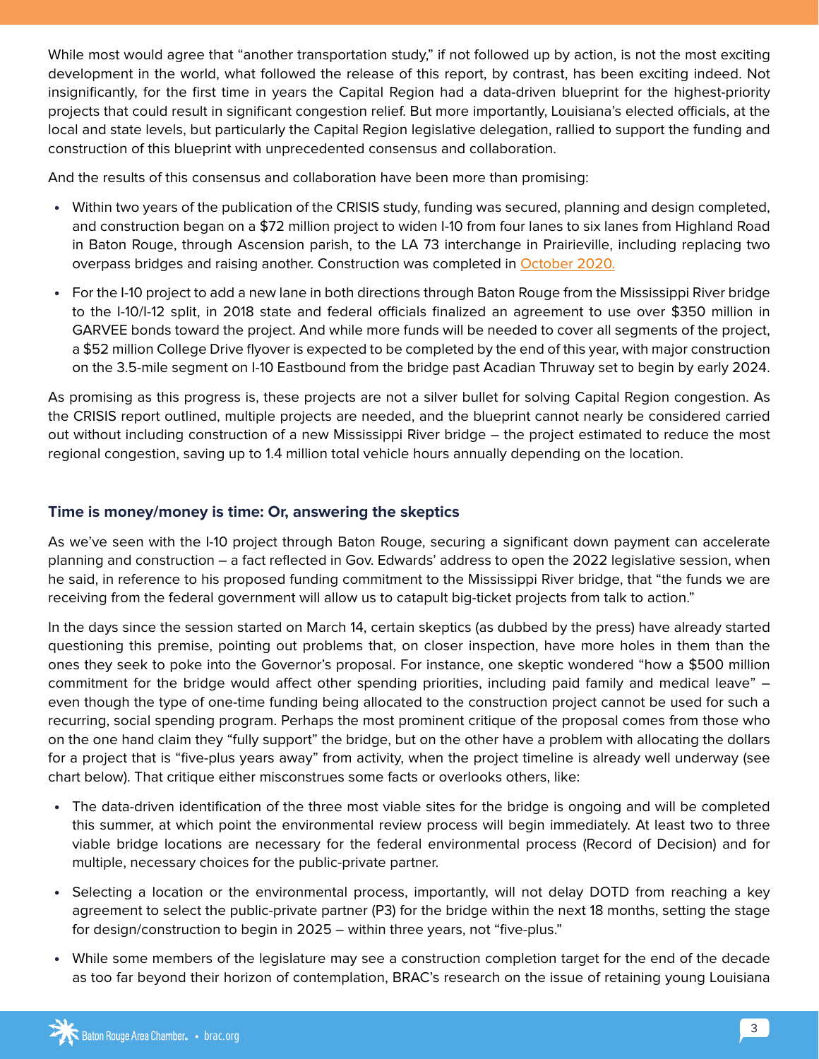While most would agree that "another transportation study," if not followed up by action, is not the most exciting development in the world, what followed the release of this report, by contrast, has been exciting indeed. Not insignificantly, for the first time in years the Capital Region had a data-driven blueprint for the highest-priority projects that could result in significant congestion relief. But more importantly, Louisiana's elected officials, at the local and state levels, but particularly the Capital Region legislative delegation, rallied to support the funding and construction of this blueprint with unprecedented consensus and collaboration.

And the results of this consensus and collaboration have been more than promising:

- Within two years of the publication of the CRISIS study, funding was secured, planning and design completed, and construction began on a $72 million project to widen I-10 from four lanes to six lanes from Highland Road in Baton Rouge, through Ascension parish, to the LA 73 interchange in Prairieville, including replacing two overpass bridges and raising another. Construction was completed in October 2020.
- For the I-10 project to add a new lane in both directions through Baton Rouge from the Mississippi River bridge to the I-10/I-12 split, in 2018 state and federal officials finalized an agreement to use over $350 million in GARVEE bonds toward the project. And while more funds will be needed to cover all segments of the project, a $52 million College Drive flyover is expected to be completed by the end of this year, with major construction on the 3.5-mile segment on I-10 Eastbound from the bridge past Acadian Thruway set to begin by early 2024.

As promising as this progress is, these projects are not a silver bullet for solving Capital Region congestion. As the CRISIS report outlined, multiple projects are needed, and the blueprint cannot nearly be considered carried out without including construction of a new Mississippi River bridge – the project estimated to reduce the most regional congestion, saving up to 1.4 million total vehicle hours annually depending on the location.

### Time is money/money is time: Or, answering the skeptics

As we've seen with the I-10 project through Baton Rouge, securing a significant down payment can accelerate planning and construction – a fact reflected in Gov. Edwards' address to open the 2022 legislative session, when he said, in reference to his proposed funding commitment to the Mississippi River bridge, that "the funds we are receiving from the federal government will allow us to catapult big-ticket projects from talk to action."

In the days since the session started on March 14, certain skeptics (as dubbed by the press) have already started questioning this premise, pointing out problems that, on closer inspection, have more holes in them than the ones they seek to poke into the Governor's proposal. For instance, one skeptic wondered "how a $500 million commitment for the bridge would affect other spending priorities, including paid family and medical leave" – even though the type of one-time funding being allocated to the construction project cannot be used for such a recurring, social spending program. Perhaps the most prominent critique of the proposal comes from those who on the one hand claim they "fully support" the bridge, but on the other have a problem with allocating the dollars for a project that is "five-plus years away" from activity, when the project timeline is already well underway (see chart below). That critique either misconstrues some facts or overlooks others, like:

- The data-driven identification of the three most viable sites for the bridge is ongoing and will be completed this summer, at which point the environmental review process will begin immediately. At least two to three viable bridge locations are necessary for the federal environmental process (Record of Decision) and for multiple, necessary choices for the public-private partner.
- Selecting a location or the environmental process, importantly, will not delay DOTD from reaching a key agreement to select the public-private partner (P3) for the bridge within the next 18 months, setting the stage for design/construction to begin in 2025 – within three years, not "five-plus."
- While some members of the legislature may see a construction completion target for the end of the decade as too far beyond their horizon of contemplation, BRAC's research on the issue of retaining young Louisiana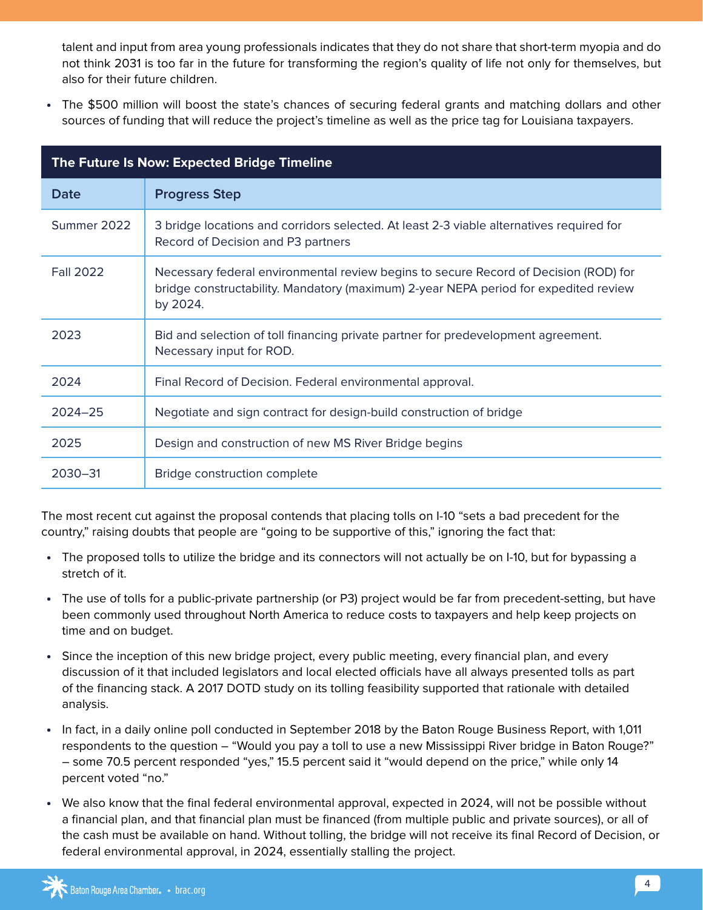talent and input from area young professionals indicates that they do not share that short-term myopia and do not think 2031 is too far in the future for transforming the region's quality of life not only for themselves, but also for their future children.

- The $500 million will boost the state's chances of securing federal grants and matching dollars and other sources of funding that will reduce the project's timeline as well as the price tag for Louisiana taxpayers.

**The Future Is Now: Expected Bridge Timeline**

| Date | Progress Step |
|---|---|
| Summer 2022 | 3 bridge locations and corridors selected. At least 2-3 viable alternatives required for Record of Decision and P3 partners |
| Fall 2022 | Necessary federal environmental review begins to secure Record of Decision (ROD) for bridge constructability. Mandatory (maximum) 2-year NEPA period for expedited review by 2024. |
| 2023 | Bid and selection of toll financing private partner for predevelopment agreement. Necessary input for ROD. |
| 2024 | Final Record of Decision. Federal environmental approval. |
| 2024–25 | Negotiate and sign contract for design-build construction of bridge |
| 2025 | Design and construction of new MS River Bridge begins |
| 2030–31 | Bridge construction complete |

The most recent cut against the proposal contends that placing tolls on I-10 "sets a bad precedent for the country," raising doubts that people are "going to be supportive of this," ignoring the fact that:

- The proposed tolls to utilize the bridge and its connectors will not actually be on I-10, but for bypassing a stretch of it.
- The use of tolls for a public-private partnership (or P3) project would be far from precedent-setting, but have been commonly used throughout North America to reduce costs to taxpayers and help keep projects on time and on budget.
- Since the inception of this new bridge project, every public meeting, every financial plan, and every discussion of it that included legislators and local elected officials have all always presented tolls as part of the financing stack. A 2017 DOTD study on its tolling feasibility supported that rationale with detailed analysis.
- In fact, in a daily online poll conducted in September 2018 by the Baton Rouge Business Report, with 1,011 respondents to the question – "Would you pay a toll to use a new Mississippi River bridge in Baton Rouge?" – some 70.5 percent responded "yes," 15.5 percent said it "would depend on the price," while only 14 percent voted "no."
- We also know that the final federal environmental approval, expected in 2024, will not be possible without a financial plan, and that financial plan must be financed (from multiple public and private sources), or all of the cash must be available on hand. Without tolling, the bridge will not receive its final Record of Decision, or federal environmental approval, in 2024, essentially stalling the project.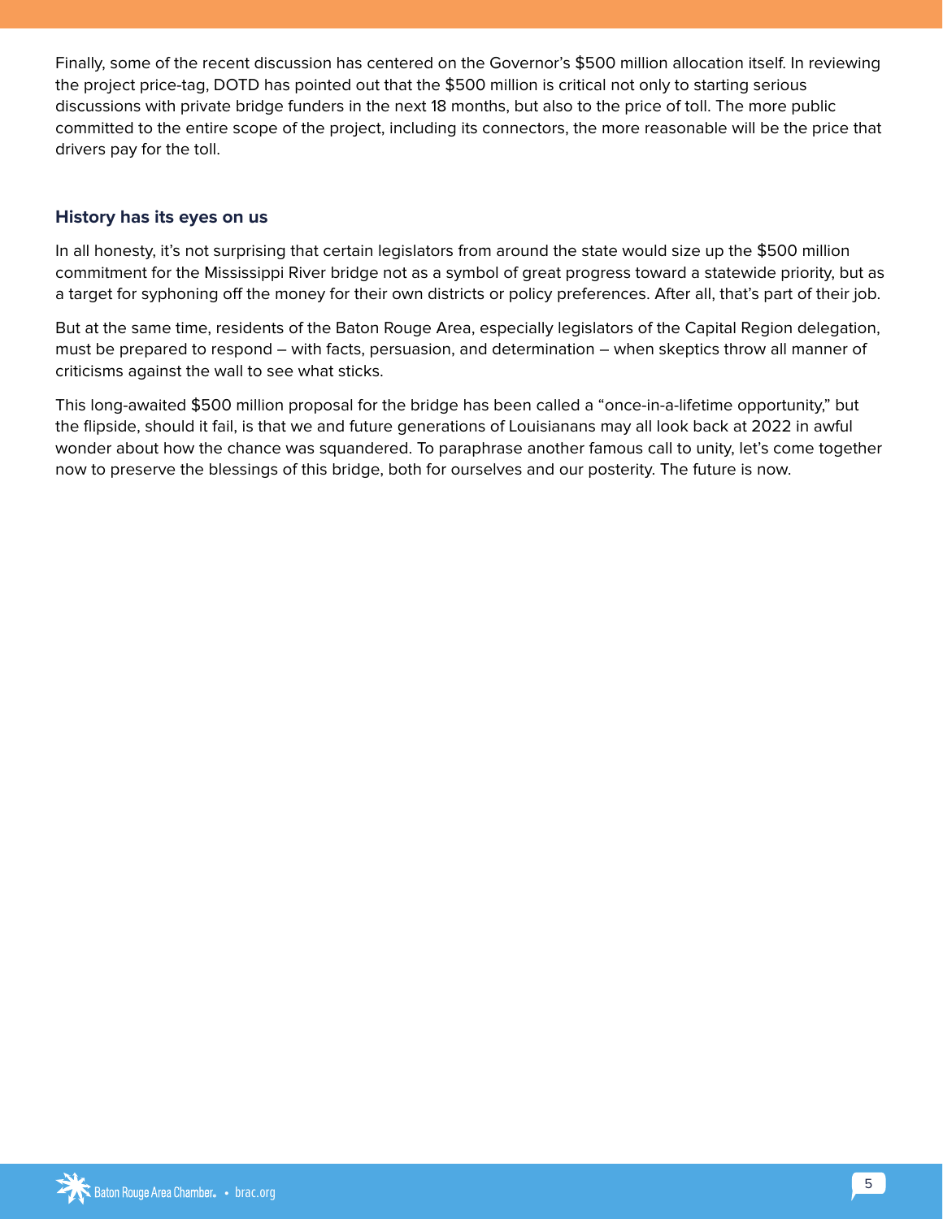Finally, some of the recent discussion has centered on the Governor's $500 million allocation itself. In reviewing the project price-tag, DOTD has pointed out that the $500 million is critical not only to starting serious discussions with private bridge funders in the next 18 months, but also to the price of toll. The more public committed to the entire scope of the project, including its connectors, the more reasonable will be the price that drivers pay for the toll.

### History has its eyes on us

In all honesty, it's not surprising that certain legislators from around the state would size up the $500 million commitment for the Mississippi River bridge not as a symbol of great progress toward a statewide priority, but as a target for syphoning off the money for their own districts or policy preferences. After all, that's part of their job.

But at the same time, residents of the Baton Rouge Area, especially legislators of the Capital Region delegation, must be prepared to respond – with facts, persuasion, and determination – when skeptics throw all manner of criticisms against the wall to see what sticks.

This long-awaited $500 million proposal for the bridge has been called a "once-in-a-lifetime opportunity," but the flipside, should it fail, is that we and future generations of Louisianans may all look back at 2022 in awful wonder about how the chance was squandered. To paraphrase another famous call to unity, let's come together now to preserve the blessings of this bridge, both for ourselves and our posterity. The future is now.